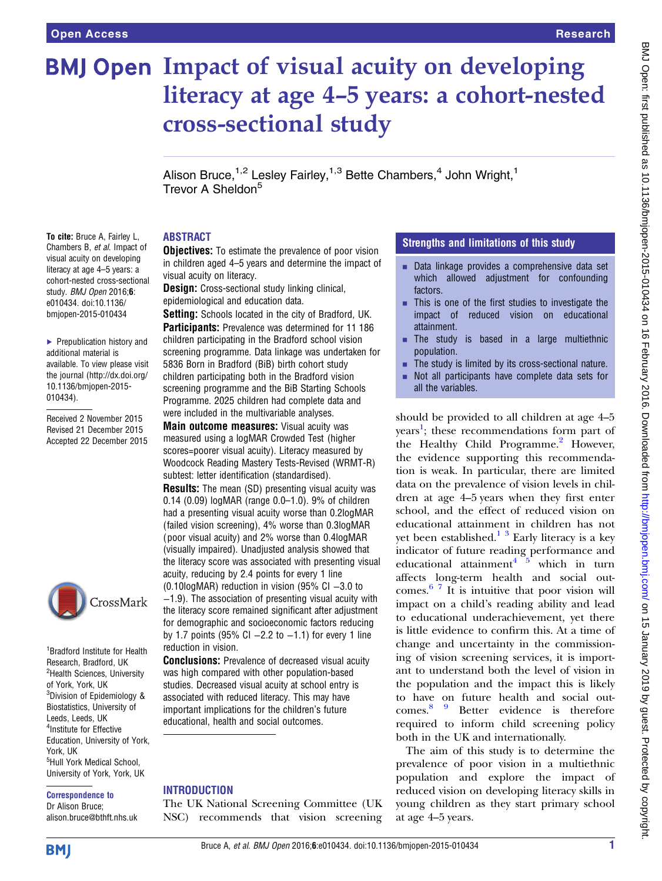Open Access — Research

# Impact of visual acuity on developing literacy at age 4–5 years: a cohort-nested cross-sectional study

Alison Bruce,[1,2] Lesley Fairley,[1,3] Bette Chambers,[4] John Wright,[1] Trevor A Sheldon[5]

**To cite:** Bruce A, Fairley L, Chambers B, *et al*. Impact of visual acuity on developing literacy at age 4–5 years: a cohort-nested cross-sectional study. *BMJ Open* 2016;**6**: e010434. doi:10.1136/bmjopen-2015-010434

▶ Prepublication history and additional material is available. To view please visit the journal (http://dx.doi.org/10.1136/bmjopen-2015-010434).

Received 2 November 2015
Revised 21 December 2015
Accepted 22 December 2015

[1]Bradford Institute for Health Research, Bradford, UK
[2]Health Sciences, University of York, York, UK
[3]Division of Epidemiology & Biostatistics, University of Leeds, Leeds, UK
[4]Institute for Effective Education, University of York, York, UK
[5]Hull York Medical School, University of York, York, UK

**Correspondence to**
Dr Alison Bruce;
alison.bruce@bthft.nhs.uk

## ABSTRACT

**Objectives:** To estimate the prevalence of poor vision in children aged 4–5 years and determine the impact of visual acuity on literacy.

**Design:** Cross-sectional study linking clinical, epidemiological and education data.

**Setting:** Schools located in the city of Bradford, UK.

**Participants:** Prevalence was determined for 11 186 children participating in the Bradford school vision screening programme. Data linkage was undertaken for 5836 Born in Bradford (BiB) birth cohort study children participating both in the Bradford vision screening programme and the BiB Starting Schools Programme. 2025 children had complete data and were included in the multivariable analyses.

**Main outcome measures:** Visual acuity was measured using a logMAR Crowded Test (higher scores=poorer visual acuity). Literacy measured by Woodcock Reading Mastery Tests-Revised (WRMT-R) subtest: letter identification (standardised).

**Results:** The mean (SD) presenting visual acuity was 0.14 (0.09) logMAR (range 0.0–1.0). 9% of children had a presenting visual acuity worse than 0.2logMAR (failed vision screening), 4% worse than 0.3logMAR (poor visual acuity) and 2% worse than 0.4logMAR (visually impaired). Unadjusted analysis showed that the literacy score was associated with presenting visual acuity, reducing by 2.4 points for every 1 line (0.10logMAR) reduction in vision (95% CI −3.0 to −1.9). The association of presenting visual acuity with the literacy score remained significant after adjustment for demographic and socioeconomic factors reducing by 1.7 points (95% CI −2.2 to −1.1) for every 1 line reduction in vision.

**Conclusions:** Prevalence of decreased visual acuity was high compared with other population-based studies. Decreased visual acuity at school entry is associated with reduced literacy. This may have important implications for the children's future educational, health and social outcomes.

## Strengths and limitations of this study

- Data linkage provides a comprehensive data set which allowed adjustment for confounding factors.
- This is one of the first studies to investigate the impact of reduced vision on educational attainment.
- The study is based in a large multiethnic population.
- The study is limited by its cross-sectional nature.
- Not all participants have complete data sets for all the variables.

## INTRODUCTION

The UK National Screening Committee (UK NSC) recommends that vision screening should be provided to all children at age 4–5 years[1]; these recommendations form part of the Healthy Child Programme.[2] However, the evidence supporting this recommendation is weak. In particular, there are limited data on the prevalence of vision levels in children at age 4–5 years when they first enter school, and the effect of reduced vision on educational attainment in children has not yet been established.[1 3] Early literacy is a key indicator of future reading performance and educational attainment[4 5] which in turn affects long-term health and social outcomes.[6 7] It is intuitive that poor vision will impact on a child's reading ability and lead to educational underachievement, yet there is little evidence to confirm this. At a time of change and uncertainty in the commissioning of vision screening services, it is important to understand both the level of vision in the population and the impact this is likely to have on future health and social outcomes.[8 9] Better evidence is therefore required to inform child screening policy both in the UK and internationally.

The aim of this study is to determine the prevalence of poor vision in a multiethnic population and explore the impact of reduced vision on developing literacy skills in young children as they start primary school at age 4–5 years.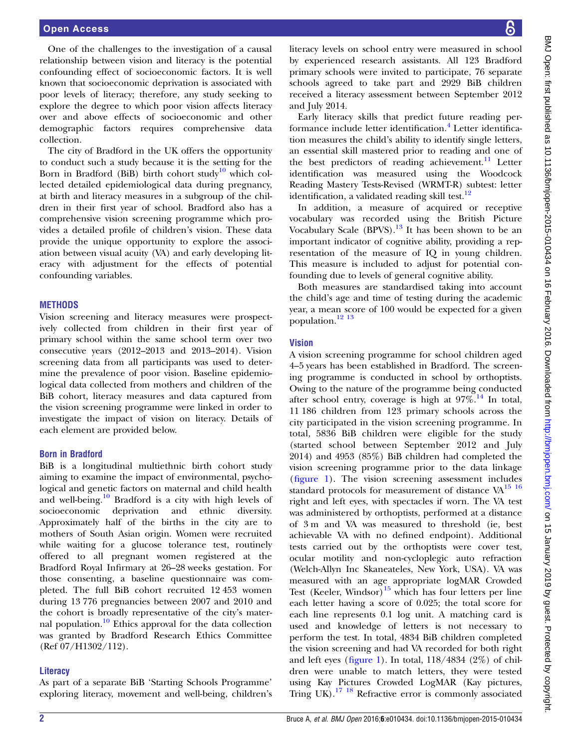One of the challenges to the investigation of a causal relationship between vision and literacy is the potential confounding effect of socioeconomic factors. It is well known that socioeconomic deprivation is associated with poor levels of literacy; therefore, any study seeking to explore the degree to which poor vision affects literacy over and above effects of socioeconomic and other demographic factors requires comprehensive data collection.

The city of Bradford in the UK offers the opportunity to conduct such a study because it is the setting for the Born in Bradford (BiB) birth cohort study[10] which collected detailed epidemiological data during pregnancy, at birth and literacy measures in a subgroup of the children in their first year of school. Bradford also has a comprehensive vision screening programme which provides a detailed profile of children's vision. These data provide the unique opportunity to explore the association between visual acuity (VA) and early developing literacy with adjustment for the effects of potential confounding variables.

## METHODS

Vision screening and literacy measures were prospectively collected from children in their first year of primary school within the same school term over two consecutive years (2012–2013 and 2013–2014). Vision screening data from all participants was used to determine the prevalence of poor vision. Baseline epidemiological data collected from mothers and children of the BiB cohort, literacy measures and data captured from the vision screening programme were linked in order to investigate the impact of vision on literacy. Details of each element are provided below.

### Born in Bradford

BiB is a longitudinal multiethnic birth cohort study aiming to examine the impact of environmental, psychological and genetic factors on maternal and child health and well-being.[10] Bradford is a city with high levels of socioeconomic deprivation and ethnic diversity. Approximately half of the births in the city are to mothers of South Asian origin. Women were recruited while waiting for a glucose tolerance test, routinely offered to all pregnant women registered at the Bradford Royal Infirmary at 26–28 weeks gestation. For those consenting, a baseline questionnaire was completed. The full BiB cohort recruited 12 453 women during 13 776 pregnancies between 2007 and 2010 and the cohort is broadly representative of the city's maternal population.[10] Ethics approval for the data collection was granted by Bradford Research Ethics Committee (Ref 07/H1302/112).

### Literacy

As part of a separate BiB 'Starting Schools Programme' exploring literacy, movement and well-being, children's literacy levels on school entry were measured in school by experienced research assistants. All 123 Bradford primary schools were invited to participate, 76 separate schools agreed to take part and 2929 BiB children received a literacy assessment between September 2012 and July 2014.

Early literacy skills that predict future reading performance include letter identification.[4] Letter identification measures the child's ability to identify single letters, an essential skill mastered prior to reading and one of the best predictors of reading achievement.[11] Letter identification was measured using the Woodcock Reading Mastery Tests-Revised (WRMT-R) subtest: letter identification, a validated reading skill test.[12]

In addition, a measure of acquired or receptive vocabulary was recorded using the British Picture Vocabulary Scale (BPVS).[13] It has been shown to be an important indicator of cognitive ability, providing a representation of the measure of IQ in young children. This measure is included to adjust for potential confounding due to levels of general cognitive ability.

Both measures are standardised taking into account the child's age and time of testing during the academic year, a mean score of 100 would be expected for a given population.[12,13]

### Vision

A vision screening programme for school children aged 4–5 years has been established in Bradford. The screening programme is conducted in school by orthoptists. Owing to the nature of the programme being conducted after school entry, coverage is high at 97%.[14] In total, 11 186 children from 123 primary schools across the city participated in the vision screening programme. In total, 5836 BiB children were eligible for the study (started school between September 2012 and July 2014) and 4953 (85%) BiB children had completed the vision screening programme prior to the data linkage (figure 1). The vision screening assessment includes standard protocols for measurement of distance VA[15,16] right and left eyes, with spectacles if worn. The VA test was administered by orthoptists, performed at a distance of 3 m and VA was measured to threshold (ie, best achievable VA with no defined endpoint). Additional tests carried out by the orthoptists were cover test, ocular motility and non-cycloplegic auto refraction (Welch-Allyn Inc Skaneateles, New York, USA). VA was measured with an age appropriate logMAR Crowded Test (Keeler, Windsor)[15] which has four letters per line each letter having a score of 0.025; the total score for each line represents 0.1 log unit. A matching card is used and knowledge of letters is not necessary to perform the test. In total, 4834 BiB children completed the vision screening and had VA recorded for both right and left eyes (figure 1). In total, 118/4834 (2%) of children were unable to match letters, they were tested using Kay Pictures Crowded LogMAR (Kay pictures, Tring UK).[17,18] Refractive error is commonly associated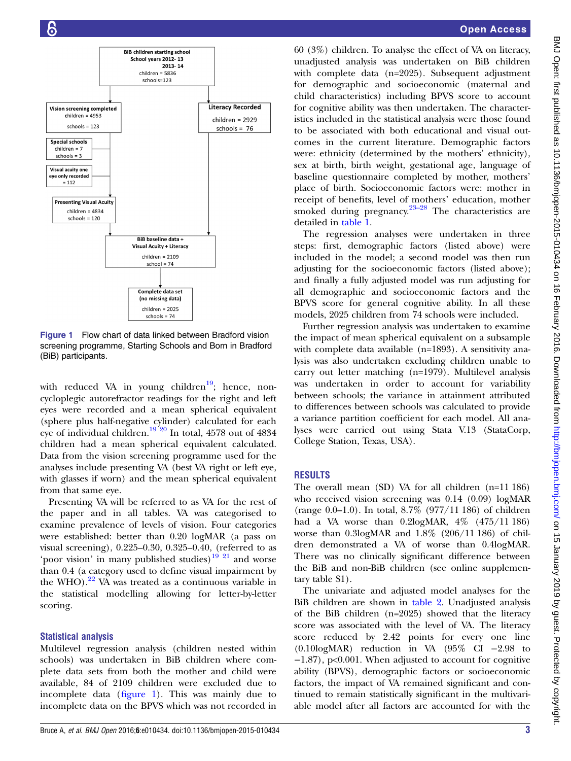BIB children starting school
School years 2012-13
2013-14
children = 5836
schools=123

Vision screening completed
children = 4953
schools = 123

Literacy Recorded
children = 2929
schools = 76

Special schools
children = 7
schools = 3

Visual acuity one eye only recorded = 112

Presenting Visual Acuity
children = 4834
schools = 120

BiB baseline data + Visual Acuity + Literacy
children = 2109
school = 74

Complete data set (no missing data)
children = 2025
schools = 74

**Figure 1** Flow chart of data linked between Bradford vision screening programme, Starting Schools and Born in Bradford (BiB) participants.

with reduced VA in young children[19]; hence, non-cycloplegic autorefractor readings for the right and left eyes were recorded and a mean spherical equivalent (sphere plus half-negative cylinder) calculated for each eye of individual children.[19 20] In total, 4578 out of 4834 children had a mean spherical equivalent calculated. Data from the vision screening programme used for the analyses include presenting VA (best VA right or left eye, with glasses if worn) and the mean spherical equivalent from that same eye.

Presenting VA will be referred to as VA for the rest of the paper and in all tables. VA was categorised to examine prevalence of levels of vision. Four categories were established: better than 0.20 logMAR (a pass on visual screening), 0.225–0.30, 0.325–0.40, (referred to as 'poor vision' in many published studies)[19 21] and worse than 0.4 (a category used to define visual impairment by the WHO).[22] VA was treated as a continuous variable in the statistical modelling allowing for letter-by-letter scoring.

## Statistical analysis

Multilevel regression analysis (children nested within schools) was undertaken in BiB children where complete data sets from both the mother and child were available, 84 of 2109 children were excluded due to incomplete data (figure 1). This was mainly due to incomplete data on the BPVS which was not recorded in 60 (3%) children. To analyse the effect of VA on literacy, unadjusted analysis was undertaken on BiB children with complete data (n=2025). Subsequent adjustment for demographic and socioeconomic (maternal and child characteristics) including BPVS score to account for cognitive ability was then undertaken. The characteristics included in the statistical analysis were those found to be associated with both educational and visual outcomes in the current literature. Demographic factors were: ethnicity (determined by the mothers' ethnicity), sex at birth, birth weight, gestational age, language of baseline questionnaire completed by mother, mothers' place of birth. Socioeconomic factors were: mother in receipt of benefits, level of mothers' education, mother smoked during pregnancy.[23–28] The characteristics are detailed in table 1.

The regression analyses were undertaken in three steps: first, demographic factors (listed above) were included in the model; a second model was then run adjusting for the socioeconomic factors (listed above); and finally a fully adjusted model was run adjusting for all demographic and socioeconomic factors and the BPVS score for general cognitive ability. In all these models, 2025 children from 74 schools were included.

Further regression analysis was undertaken to examine the impact of mean spherical equivalent on a subsample with complete data available (n=1893). A sensitivity analysis was also undertaken excluding children unable to carry out letter matching (n=1979). Multilevel analysis was undertaken in order to account for variability between schools; the variance in attainment attributed to differences between schools was calculated to provide a variance partition coefficient for each model. All analyses were carried out using Stata V.13 (StataCorp, College Station, Texas, USA).

## RESULTS

The overall mean (SD) VA for all children (n=11 186) who received vision screening was 0.14 (0.09) logMAR (range 0.0–1.0). In total, 8.7% (977/11 186) of children had a VA worse than 0.2logMAR, 4% (475/11 186) worse than 0.3logMAR and 1.8% (206/11 186) of children demonstrated a VA of worse than 0.4logMAR. There was no clinically significant difference between the BiB and non-BiB children (see online supplementary table S1).

The univariate and adjusted model analyses for the BiB children are shown in table 2. Unadjusted analysis of the BiB children (n=2025) showed that the literacy score was associated with the level of VA. The literacy score reduced by 2.42 points for every one line (0.10logMAR) reduction in VA (95% CI −2.98 to −1.87), p<0.001. When adjusted to account for cognitive ability (BPVS), demographic factors or socioeconomic factors, the impact of VA remained significant and continued to remain statistically significant in the multivariable model after all factors are accounted for with the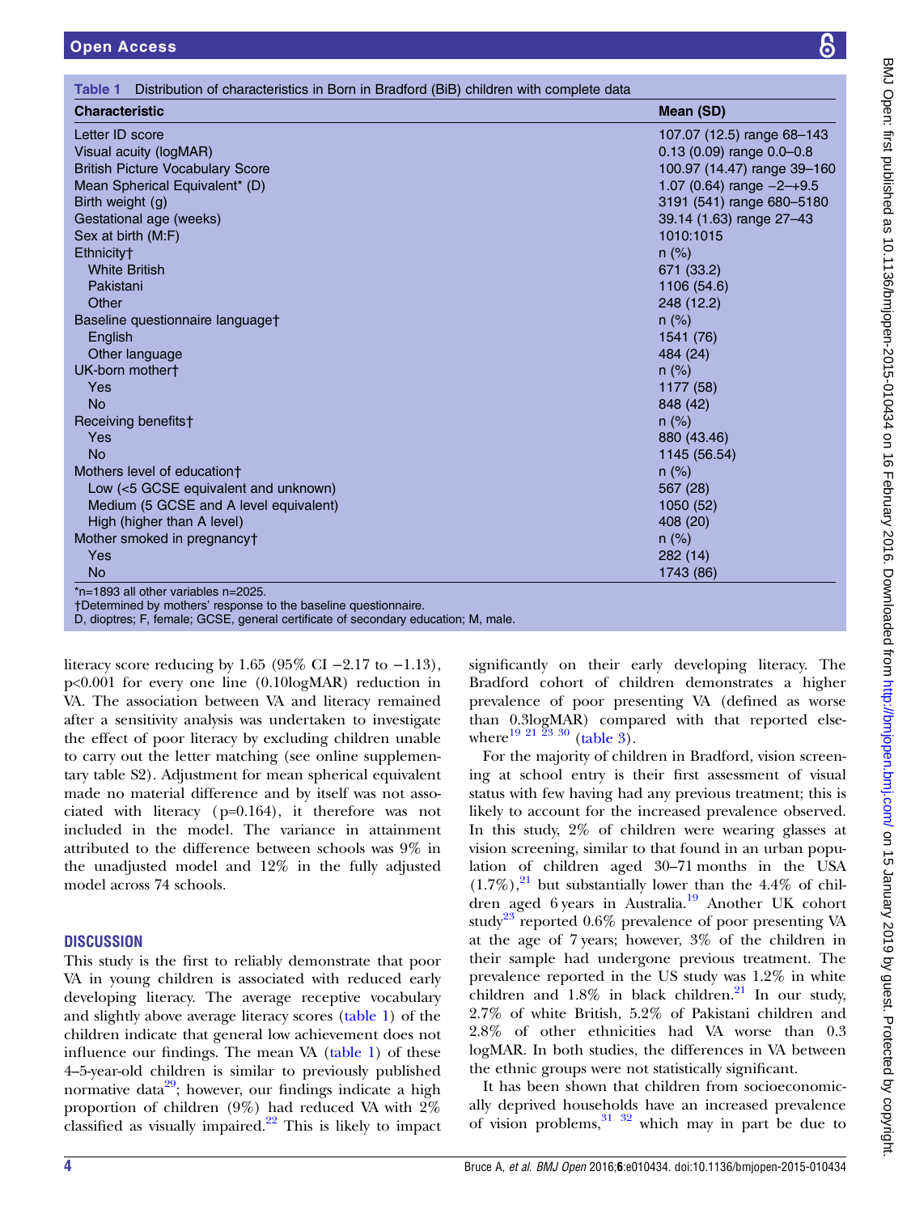**Table 1** Distribution of characteristics in Born in Bradford (BiB) children with complete data

| Characteristic | Mean (SD) |
|---|---|
| Letter ID score | 107.07 (12.5) range 68–143 |
| Visual acuity (logMAR) | 0.13 (0.09) range 0.0–0.8 |
| British Picture Vocabulary Score | 100.97 (14.47) range 39–160 |
| Mean Spherical Equivalent* (D) | 1.07 (0.64) range −2–+9.5 |
| Birth weight (g) | 3191 (541) range 680–5180 |
| Gestational age (weeks) | 39.14 (1.63) range 27–43 |
| Sex at birth (M:F) | 1010:1015 |
| Ethnicity† | n (%) |
| White British | 671 (33.2) |
| Pakistani | 1106 (54.6) |
| Other | 248 (12.2) |
| Baseline questionnaire language† | n (%) |
| English | 1541 (76) |
| Other language | 484 (24) |
| UK-born mother† | n (%) |
| Yes | 1177 (58) |
| No | 848 (42) |
| Receiving benefits† | n (%) |
| Yes | 880 (43.46) |
| No | 1145 (56.54) |
| Mothers level of education† | n (%) |
| Low (<5 GCSE equivalent and unknown) | 567 (28) |
| Medium (5 GCSE and A level equivalent) | 1050 (52) |
| High (higher than A level) | 408 (20) |
| Mother smoked in pregnancy† | n (%) |
| Yes | 282 (14) |
| No | 1743 (86) |

*n=1893 all other variables n=2025.
†Determined by mothers' response to the baseline questionnaire.
D, dioptres; F, female; GCSE, general certificate of secondary education; M, male.

literacy score reducing by 1.65 (95% CI −2.17 to −1.13), p<0.001 for every one line (0.10logMAR) reduction in VA. The association between VA and literacy remained after a sensitivity analysis was undertaken to investigate the effect of poor literacy by excluding children unable to carry out the letter matching (see online supplementary table S2). Adjustment for mean spherical equivalent made no material difference and by itself was not associated with literacy (p=0.164), it therefore was not included in the model. The variance in attainment attributed to the difference between schools was 9% in the unadjusted model and 12% in the fully adjusted model across 74 schools.

## DISCUSSION

This study is the first to reliably demonstrate that poor VA in young children is associated with reduced early developing literacy. The average receptive vocabulary and slightly above average literacy scores (table 1) of the children indicate that general low achievement does not influence our findings. The mean VA (table 1) of these 4–5-year-old children is similar to previously published normative data[29]; however, our findings indicate a high proportion of children (9%) had reduced VA with 2% classified as visually impaired.[22] This is likely to impact significantly on their early developing literacy. The Bradford cohort of children demonstrates a higher prevalence of poor presenting VA (defined as worse than 0.3logMAR) compared with that reported elsewhere[19 21 23 30] (table 3).

For the majority of children in Bradford, vision screening at school entry is their first assessment of visual status with few having had any previous treatment; this is likely to account for the increased prevalence observed. In this study, 2% of children were wearing glasses at vision screening, similar to that found in an urban population of children aged 30–71 months in the USA (1.7%),[21] but substantially lower than the 4.4% of children aged 6 years in Australia.[19] Another UK cohort study[23] reported 0.6% prevalence of poor presenting VA at the age of 7 years; however, 3% of the children in their sample had undergone previous treatment. The prevalence reported in the US study was 1.2% in white children and 1.8% in black children.[21] In our study, 2.7% of white British, 5.2% of Pakistani children and 2.8% of other ethnicities had VA worse than 0.3 logMAR. In both studies, the differences in VA between the ethnic groups were not statistically significant.

It has been shown that children from socioeconomically deprived households have an increased prevalence of vision problems,[31 32] which may in part be due to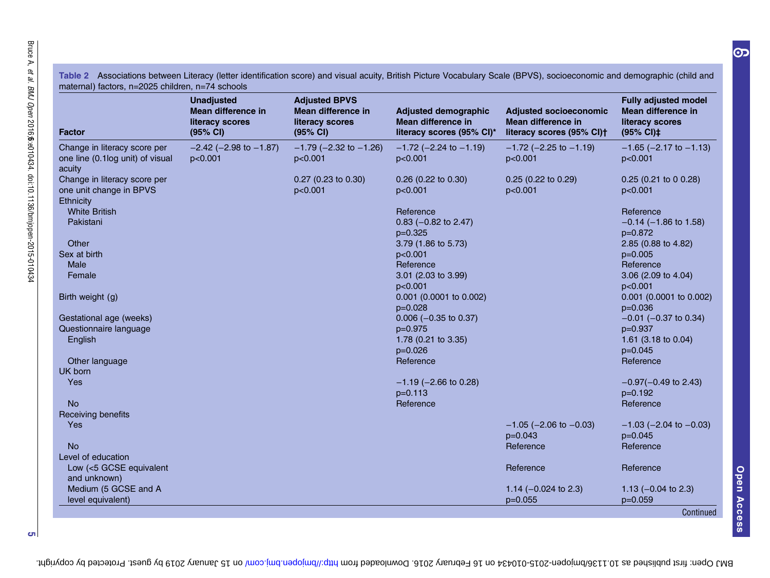**Table 2** Associations between Literacy (letter identification score) and visual acuity, British Picture Vocabulary Scale (BPVS), socioeconomic and demographic (child and maternal) factors, n=2025 children, n=74 schools

| Factor | Unadjusted Mean difference in literacy scores (95% CI) | Adjusted BPVS Mean difference in literacy scores (95% CI) | Adjusted demographic Mean difference in literacy scores (95% CI)* | Adjusted socioeconomic Mean difference in literacy scores (95% CI)† | Fully adjusted model Mean difference in literacy scores (95% CI)‡ |
|---|---|---|---|---|---|
| Change in literacy score per one line (0.1log unit) of visual acuity | −2.42 (−2.98 to −1.87) p<0.001 | −1.79 (−2.32 to −1.26) p<0.001 | −1.72 (−2.24 to −1.19) p<0.001 | −1.72 (−2.25 to −1.19) p<0.001 | −1.65 (−2.17 to −1.13) p<0.001 |
| Change in literacy score per one unit change in BPVS | | 0.27 (0.23 to 0.30) p<0.001 | 0.26 (0.22 to 0.30) p<0.001 | 0.25 (0.22 to 0.29) p<0.001 | 0.25 (0.21 to 0 0.28) p<0.001 |
| Ethnicity | | | | | |
| White British | | | Reference | | Reference |
| Pakistani | | | 0.83 (−0.82 to 2.47) p=0.325 | | −0.14 (−1.86 to 1.58) p=0.872 |
| Other | | | 3.79 (1.86 to 5.73) p<0.001 | | 2.85 (0.88 to 4.82) p=0.005 |
| Sex at birth | | | | | |
| Male | | | Reference | | Reference |
| Female | | | 3.01 (2.03 to 3.99) p<0.001 | | 3.06 (2.09 to 4.04) p<0.001 |
| Birth weight (g) | | | 0.001 (0.0001 to 0.002) p=0.028 | | 0.001 (0.0001 to 0.002) p=0.036 |
| Gestational age (weeks) | | | 0.006 (−0.35 to 0.37) p=0.975 | | −0.01 (−0.37 to 0.34) p=0.937 |
| Questionnaire language | | | | | |
| English | | | 1.78 (0.21 to 3.35) p=0.026 | | 1.61 (3.18 to 0.04) p=0.045 |
| Other language | | | Reference | | Reference |
| UK born | | | | | |
| Yes | | | −1.19 (−2.66 to 0.28) p=0.113 | | −0.97(−0.49 to 2.43) p=0.192 |
| No | | | Reference | | Reference |
| Receiving benefits | | | | | |
| Yes | | | | −1.05 (−2.06 to −0.03) p=0.043 | −1.03 (−2.04 to −0.03) p=0.045 |
| No | | | | Reference | Reference |
| Level of education | | | | | |
| Low (<5 GCSE equivalent and unknown) | | | | Reference | Reference |
| Medium (5 GCSE and A level equivalent) | | | | 1.14 (−0.024 to 2.3) p=0.055 | 1.13 (−0.04 to 2.3) p=0.059 |

Continued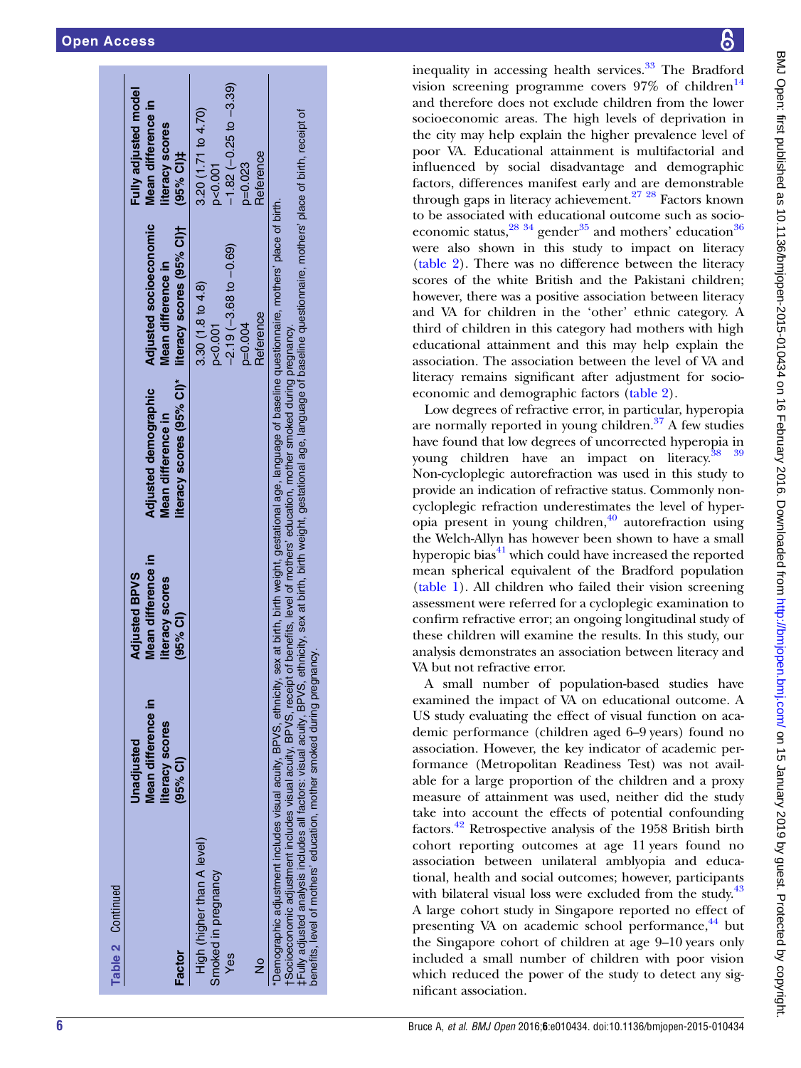**Table 2** Continued

| Factor | Unadjusted Mean difference in literacy scores (95% CI) | Adjusted BPVS Mean difference in literacy scores (95% CI) | Adjusted demographic Mean difference in literacy scores (95% CI)* | Adjusted socioeconomic Mean difference in literacy scores (95% CI)† | Fully adjusted model Mean difference in literacy scores (95% CI)‡ |
|---|---|---|---|---|---|
| High (higher than A level) | | | | 3.30 (1.8 to 4.8) p<0.001 | 3.20 (1.71 to 4.70) p<0.001 |
| Smoked in pregnancy | | | | | |
| Yes | | | | −2.19 (−3.68 to −0.69) p=0.004 | −1.82 (−0.25 to −3.39) p=0.023 |
| No | | | | Reference | Reference |

*Demographic adjustment includes visual acuity, BPVS, ethnicity, sex at birth, birth weight, gestational age, language of baseline questionnaire, mothers' place of birth.
†Socioeconomic adjustment includes visual acuity, BPVS, receipt of benefits, level of mothers' education, mother smoked during pregnancy.
‡Fully adjusted analysis includes all factors: visual acuity, BPVS, ethnicity, sex at birth, birth weight, gestational age, language of baseline questionnaire, mothers' place of birth, receipt of benefits, level of mothers' education, mother smoked during pregnancy.

inequality in accessing health services.[33] The Bradford vision screening programme covers 97% of children[14] and therefore does not exclude children from the lower socioeconomic areas. The high levels of deprivation in the city may help explain the higher prevalence level of poor VA. Educational attainment is multifactorial and influenced by social disadvantage and demographic factors, differences manifest early and are demonstrable through gaps in literacy achievement.[27,28] Factors known to be associated with educational outcome such as socioeconomic status,[28,34] gender[35] and mothers' education[36] were also shown in this study to impact on literacy (table 2). There was no difference between the literacy scores of the white British and the Pakistani children; however, there was a positive association between literacy and VA for children in the 'other' ethnic category. A third of children in this category had mothers with high educational attainment and this may help explain the association. The association between the level of VA and literacy remains significant after adjustment for socioeconomic and demographic factors (table 2).

Low degrees of refractive error, in particular, hyperopia are normally reported in young children.[37] A few studies have found that low degrees of uncorrected hyperopia in young children have an impact on literacy.[38,39] Non-cycloplegic autorefraction was used in this study to provide an indication of refractive status. Commonly non-cycloplegic refraction underestimates the level of hyperopia present in young children,[40] autorefraction using the Welch-Allyn has however been shown to have a small hyperopic bias[41] which could have increased the reported mean spherical equivalent of the Bradford population (table 1). All children who failed their vision screening assessment were referred for a cycloplegic examination to confirm refractive error; an ongoing longitudinal study of these children will examine the results. In this study, our analysis demonstrates an association between literacy and VA but not refractive error.

A small number of population-based studies have examined the impact of VA on educational outcome. A US study evaluating the effect of visual function on academic performance (children aged 6–9 years) found no association. However, the key indicator of academic performance (Metropolitan Readiness Test) was not available for a large proportion of the children and a proxy measure of attainment was used, neither did the study take into account the effects of potential confounding factors.[42] Retrospective analysis of the 1958 British birth cohort reporting outcomes at age 11 years found no association between unilateral amblyopia and educational, health and social outcomes; however, participants with bilateral visual loss were excluded from the study.[43] A large cohort study in Singapore reported no effect of presenting VA on academic school performance,[44] but the Singapore cohort of children at age 9–10 years only included a small number of children with poor vision which reduced the power of the study to detect any significant association.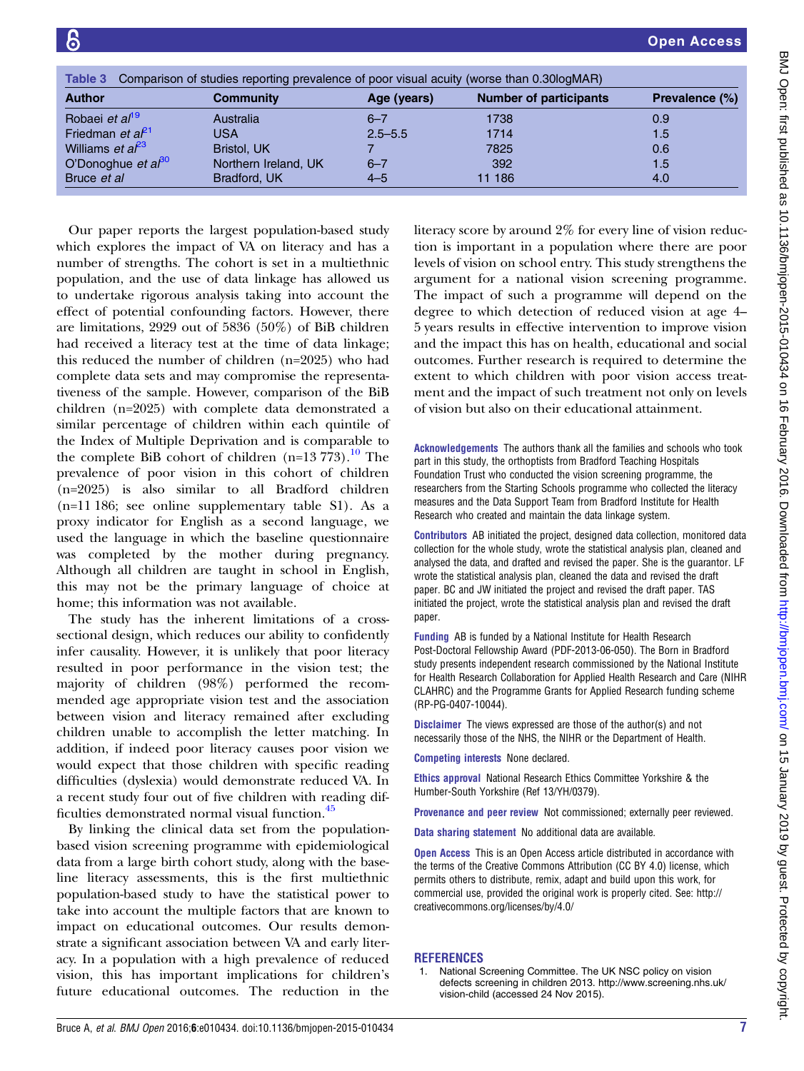Table 3 Comparison of studies reporting prevalence of poor visual acuity (worse than 0.30logMAR)

| Author | Community | Age (years) | Number of participants | Prevalence (%) |
|---|---|---|---|---|
| Robaei *et al*[19] | Australia | 6–7 | 1738 | 0.9 |
| Friedman *et al*[21] | USA | 2.5–5.5 | 1714 | 1.5 |
| Williams *et al*[23] | Bristol, UK | 7 | 7825 | 0.6 |
| O'Donoghue *et al*[30] | Northern Ireland, UK | 6–7 | 392 | 1.5 |
| Bruce *et al* | Bradford, UK | 4–5 | 11 186 | 4.0 |

Our paper reports the largest population-based study which explores the impact of VA on literacy and has a number of strengths. The cohort is set in a multiethnic population, and the use of data linkage has allowed us to undertake rigorous analysis taking into account the effect of potential confounding factors. However, there are limitations, 2929 out of 5836 (50%) of BiB children had received a literacy test at the time of data linkage; this reduced the number of children (n=2025) who had complete data sets and may compromise the representativeness of the sample. However, comparison of the BiB children (n=2025) with complete data demonstrated a similar percentage of children within each quintile of the Index of Multiple Deprivation and is comparable to the complete BiB cohort of children (n=13 773).[10] The prevalence of poor vision in this cohort of children (n=2025) is also similar to all Bradford children (n=11 186; see online supplementary table S1). As a proxy indicator for English as a second language, we used the language in which the baseline questionnaire was completed by the mother during pregnancy. Although all children are taught in school in English, this may not be the primary language of choice at home; this information was not available.

The study has the inherent limitations of a cross-sectional design, which reduces our ability to confidently infer causality. However, it is unlikely that poor literacy resulted in poor performance in the vision test; the majority of children (98%) performed the recommended age appropriate vision test and the association between vision and literacy remained after excluding children unable to accomplish the letter matching. In addition, if indeed poor literacy causes poor vision we would expect that those children with specific reading difficulties (dyslexia) would demonstrate reduced VA. In a recent study four out of five children with reading difficulties demonstrated normal visual function.[45]

By linking the clinical data set from the population-based vision screening programme with epidemiological data from a large birth cohort study, along with the baseline literacy assessments, this is the first multiethnic population-based study to have the statistical power to take into account the multiple factors that are known to impact on educational outcomes. Our results demonstrate a significant association between VA and early literacy. In a population with a high prevalence of reduced vision, this has important implications for children's future educational outcomes. The reduction in the literacy score by around 2% for every line of vision reduction is important in a population where there are poor levels of vision on school entry. This study strengthens the argument for a national vision screening programme. The impact of such a programme will depend on the degree to which detection of reduced vision at age 4–5 years results in effective intervention to improve vision and the impact this has on health, educational and social outcomes. Further research is required to determine the extent to which children with poor vision access treatment and the impact of such treatment not only on levels of vision but also on their educational attainment.

**Acknowledgements** The authors thank all the families and schools who took part in this study, the orthoptists from Bradford Teaching Hospitals Foundation Trust who conducted the vision screening programme, the researchers from the Starting Schools programme who collected the literacy measures and the Data Support Team from Bradford Institute for Health Research who created and maintain the data linkage system.

**Contributors** AB initiated the project, designed data collection, monitored data collection for the whole study, wrote the statistical analysis plan, cleaned and analysed the data, and drafted and revised the paper. She is the guarantor. LF wrote the statistical analysis plan, cleaned the data and revised the draft paper. BC and JW initiated the project and revised the draft paper. TAS initiated the project, wrote the statistical analysis plan and revised the draft paper.

**Funding** AB is funded by a National Institute for Health Research Post-Doctoral Fellowship Award (PDF-2013-06-050). The Born in Bradford study presents independent research commissioned by the National Institute for Health Research Collaboration for Applied Health Research and Care (NIHR CLAHRC) and the Programme Grants for Applied Research funding scheme (RP-PG-0407-10044).

**Disclaimer** The views expressed are those of the author(s) and not necessarily those of the NHS, the NIHR or the Department of Health.

**Competing interests** None declared.

**Ethics approval** National Research Ethics Committee Yorkshire & the Humber-South Yorkshire (Ref 13/YH/0379).

**Provenance and peer review** Not commissioned; externally peer reviewed.

**Data sharing statement** No additional data are available.

**Open Access** This is an Open Access article distributed in accordance with the terms of the Creative Commons Attribution (CC BY 4.0) license, which permits others to distribute, remix, adapt and build upon this work, for commercial use, provided the original work is properly cited. See: http://creativecommons.org/licenses/by/4.0/

## REFERENCES

1. National Screening Committee. The UK NSC policy on vision defects screening in children 2013. http://www.screening.nhs.uk/vision-child (accessed 24 Nov 2015).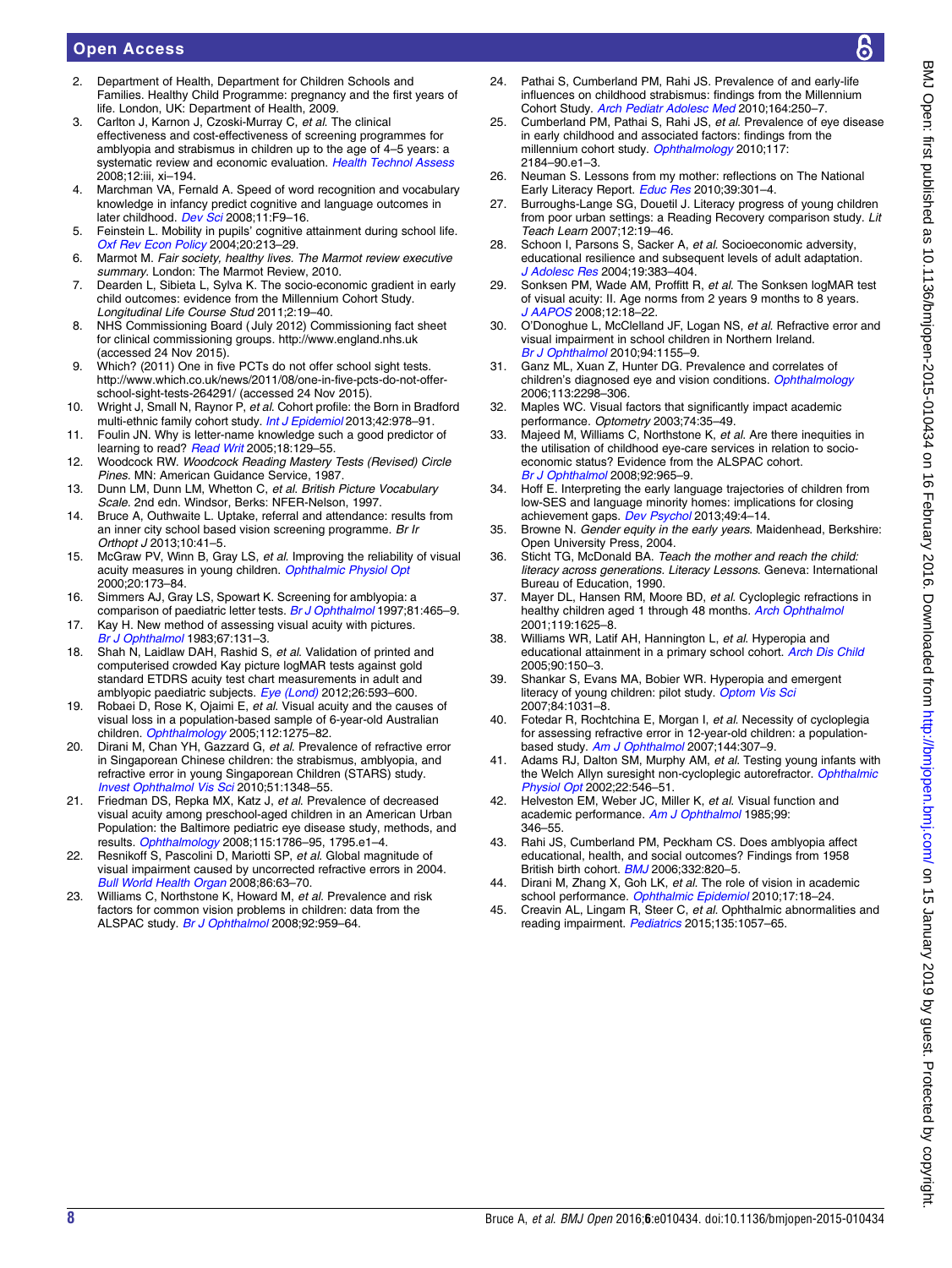2. Department of Health, Department for Children Schools and Families. Healthy Child Programme: pregnancy and the first years of life. London, UK: Department of Health, 2009.
3. Carlton J, Karnon J, Czoski-Murray C, *et al.* The clinical effectiveness and cost-effectiveness of screening programmes for amblyopia and strabismus in children up to the age of 4–5 years: a systematic review and economic evaluation. *Health Technol Assess* 2008;12:iii, xi–194.
4. Marchman VA, Fernald A. Speed of word recognition and vocabulary knowledge in infancy predict cognitive and language outcomes in later childhood. *Dev Sci* 2008;11:F9–16.
5. Feinstein L. Mobility in pupils' cognitive attainment during school life. *Oxf Rev Econ Policy* 2004;20:213–29.
6. Marmot M. *Fair society, healthy lives. The Marmot review executive summary*. London: The Marmot Review, 2010.
7. Dearden L, Sibieta L, Sylva K. The socio-economic gradient in early child outcomes: evidence from the Millennium Cohort Study. *Longitudinal Life Course Stud* 2011;2:19–40.
8. NHS Commissioning Board (July 2012) Commissioning fact sheet for clinical commissioning groups. http://www.england.nhs.uk (accessed 24 Nov 2015).
9. Which? (2011) One in five PCTs do not offer school sight tests. http://www.which.co.uk/news/2011/08/one-in-five-pcts-do-not-offer-school-sight-tests-264291/ (accessed 24 Nov 2015).
10. Wright J, Small N, Raynor P, *et al.* Cohort profile: the Born in Bradford multi-ethnic family cohort study. *Int J Epidemiol* 2013;42:978–91.
11. Foulin JN. Why is letter-name knowledge such a good predictor of learning to read? *Read Writ* 2005;18:129–55.
12. Woodcock RW. *Woodcock Reading Mastery Tests (Revised) Circle Pines*. MN: American Guidance Service, 1987.
13. Dunn LM, Dunn LM, Whetton C, *et al. British Picture Vocabulary Scale*. 2nd edn. Windsor, Berks: NFER-Nelson, 1997.
14. Bruce A, Outhwaite L. Uptake, referral and attendance: results from an inner city school based vision screening programme. *Br Ir Orthopt J* 2013;10:41–5.
15. McGraw PV, Winn B, Gray LS, *et al.* Improving the reliability of visual acuity measures in young children. *Ophthalmic Physiol Opt* 2000;20:173–84.
16. Simmers AJ, Gray LS, Spowart K. Screening for amblyopia: a comparison of paediatric letter tests. *Br J Ophthalmol* 1997;81:465–9.
17. Kay H. New method of assessing visual acuity with pictures. *Br J Ophthalmol* 1983;67:131–3.
18. Shah N, Laidlaw DAH, Rashid S, *et al.* Validation of printed and computerised crowded Kay picture logMAR tests against gold standard ETDRS acuity test chart measurements in adult and amblyopic paediatric subjects. *Eye (Lond)* 2012;26:593–600.
19. Robaei D, Rose K, Ojaimi E, *et al.* Visual acuity and the causes of visual loss in a population-based sample of 6-year-old Australian children. *Ophthalmology* 2005;112:1275–82.
20. Dirani M, Chan YH, Gazzard G, *et al.* Prevalence of refractive error in Singaporean Chinese children: the strabismus, amblyopia, and refractive error in young Singaporean Children (STARS) study. *Invest Ophthalmol Vis Sci* 2010;51:1348–55.
21. Friedman DS, Repka MX, Katz J, *et al.* Prevalence of decreased visual acuity among preschool-aged children in an American Urban Population: the Baltimore pediatric eye disease study, methods, and results. *Ophthalmology* 2008;115:1786–95, 1795.e1–4.
22. Resnikoff S, Pascolini D, Mariotti SP, *et al.* Global magnitude of visual impairment caused by uncorrected refractive errors in 2004. *Bull World Health Organ* 2008;86:63–70.
23. Williams C, Northstone K, Howard M, *et al.* Prevalence and risk factors for common vision problems in children: data from the ALSPAC study. *Br J Ophthalmol* 2008;92:959–64.
24. Pathai S, Cumberland PM, Rahi JS. Prevalence of and early-life influences on childhood strabismus: findings from the Millennium Cohort Study. *Arch Pediatr Adolesc Med* 2010;164:250–7.
25. Cumberland PM, Pathai S, Rahi JS, *et al.* Prevalence of eye disease in early childhood and associated factors: findings from the millennium cohort study. *Ophthalmology* 2010;117:2184–90.e1–3.
26. Neuman S. Lessons from my mother: reflections on The National Early Literacy Report. *Educ Res* 2010;39:301–4.
27. Burroughs-Lange SG, Douetil J. Literacy progress of young children from poor urban settings: a Reading Recovery comparison study. *Lit Teach Learn* 2007;12:19–46.
28. Schoon I, Parsons S, Sacker A, *et al.* Socioeconomic adversity, educational resilience and subsequent levels of adult adaptation. *J Adolesc Res* 2004;19:383–404.
29. Sonksen PM, Wade AM, Proffitt R, *et al.* The Sonksen logMAR test of visual acuity: II. Age norms from 2 years 9 months to 8 years. *J AAPOS* 2008;12:18–22.
30. O'Donoghue L, McClelland JF, Logan NS, *et al.* Refractive error and visual impairment in school children in Northern Ireland. *Br J Ophthalmol* 2010;94:1155–9.
31. Ganz ML, Xuan Z, Hunter DG. Prevalence and correlates of children's diagnosed eye and vision conditions. *Ophthalmology* 2006;113:2298–306.
32. Maples WC. Visual factors that significantly impact academic performance. *Optometry* 2003;74:35–49.
33. Majeed M, Williams C, Northstone K, *et al.* Are there inequities in the utilisation of childhood eye-care services in relation to socio-economic status? Evidence from the ALSPAC cohort. *Br J Ophthalmol* 2008;92:965–9.
34. Hoff E. Interpreting the early language trajectories of children from low-SES and language minority homes: implications for closing achievement gaps. *Dev Psychol* 2013;49:4–14.
35. Browne N. *Gender equity in the early years*. Maidenhead, Berkshire: Open University Press, 2004.
36. Sticht TG, McDonald BA. *Teach the mother and reach the child: literacy across generations. Literacy Lessons*. Geneva: International Bureau of Education, 1990.
37. Mayer DL, Hansen RM, Moore BD, *et al.* Cycloplegic refractions in healthy children aged 1 through 48 months. *Arch Ophthalmol* 2001;119:1625–8.
38. Williams WR, Latif AH, Hannington L, *et al.* Hyperopia and educational attainment in a primary school cohort. *Arch Dis Child* 2005;90:150–3.
39. Shankar S, Evans MA, Bobier WR. Hyperopia and emergent literacy of young children: pilot study. *Optom Vis Sci* 2007;84:1031–8.
40. Fotedar R, Rochtchina E, Morgan I, *et al.* Necessity of cycloplegia for assessing refractive error in 12-year-old children: a population-based study. *Am J Ophthalmol* 2007;144:307–9.
41. Adams RJ, Dalton SM, Murphy AM, *et al.* Testing young infants with the Welch Allyn suresight non-cycloplegic autorefractor. *Ophthalmic Physiol Opt* 2002;22:546–51.
42. Helveston EM, Weber JC, Miller K, *et al.* Visual function and academic performance. *Am J Ophthalmol* 1985;99:346–55.
43. Rahi JS, Cumberland PM, Peckham CS. Does amblyopia affect educational, health, and social outcomes? Findings from 1958 British birth cohort. *BMJ* 2006;332:820–5.
44. Dirani M, Zhang X, Goh LK, *et al.* The role of vision in academic school performance. *Ophthalmic Epidemiol* 2010;17:18–24.
45. Creavin AL, Lingam R, Steer C, *et al.* Ophthalmic abnormalities and reading impairment. *Pediatrics* 2015;135:1057–65.